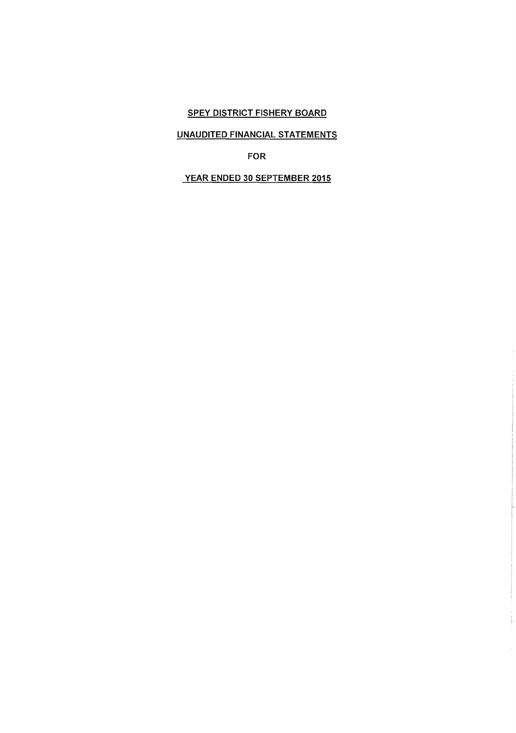# SPEY DISTRICT FISHERY BOARD

## UNAUDITED FINANCIAL STATEMENTS

## FOR

## YEAR ENDED 30 SEPTEMBER 2015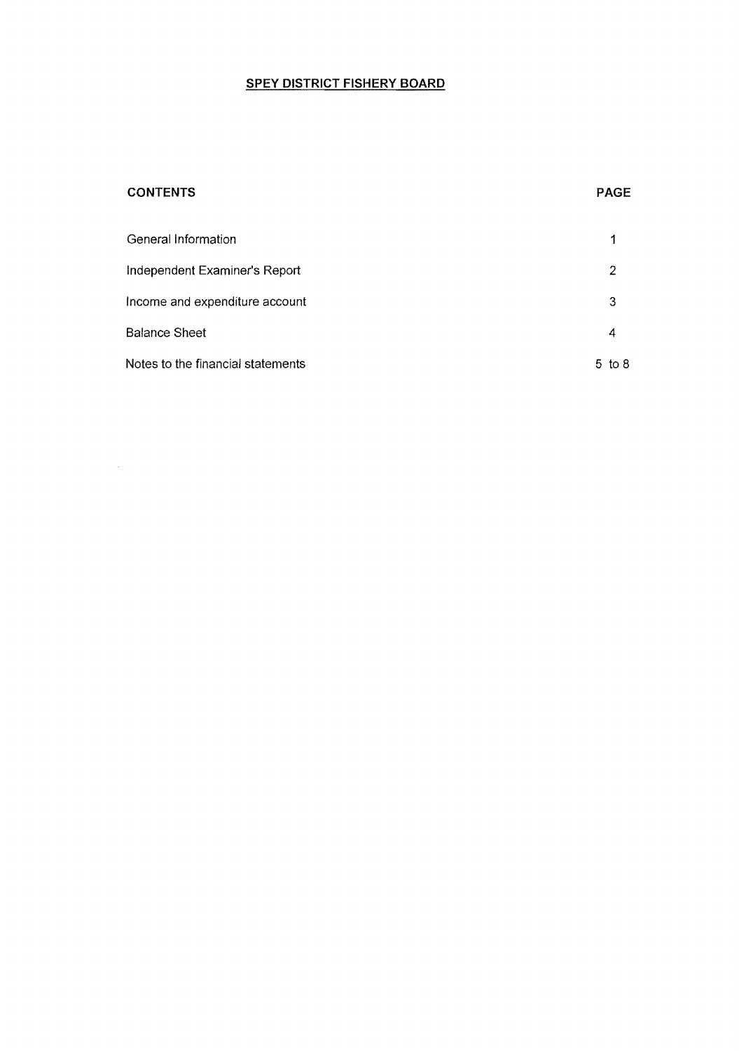# SPEY DISTRICT FISHERY BOARD

| CONTENTS | PAGE |
|---|---|
| General Information | 1 |
| Independent Examiner's Report | 2 |
| Income and expenditure account | 3 |
| Balance Sheet | 4 |
| Notes to the financial statements | 5 to 8 |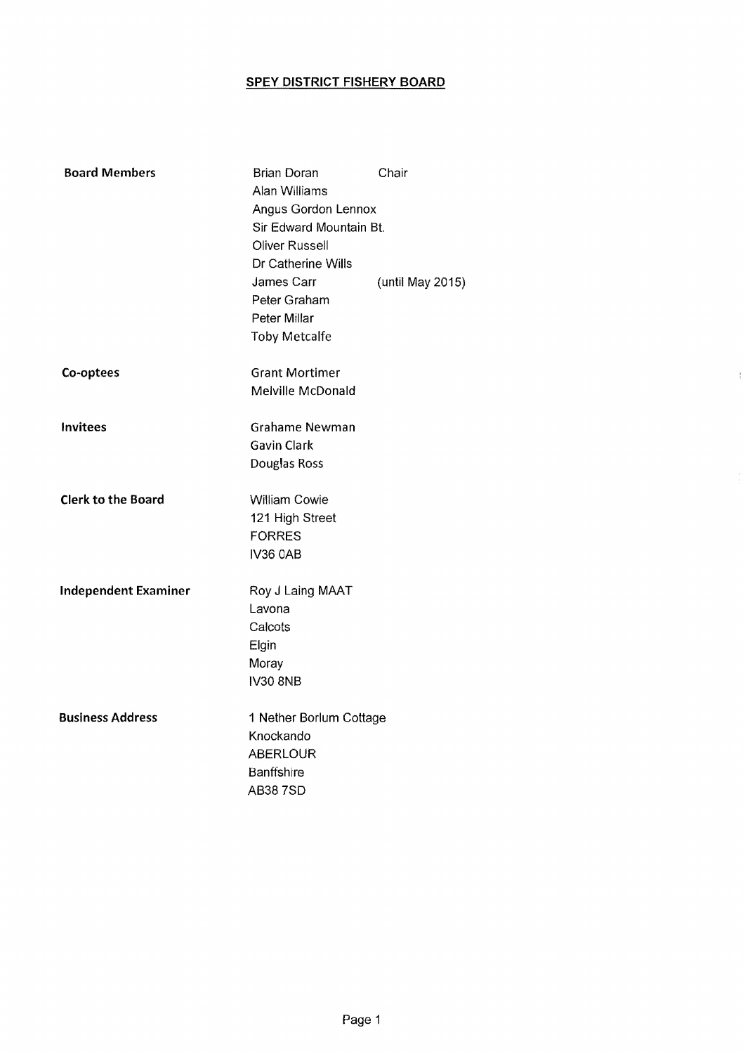# SPEY DISTRICT FISHERY BOARD

| | | |
|---|---|---|
| **Board Members** | Brian Doran | Chair |
| | Alan Williams | |
| | Angus Gordon Lennox | |
| | Sir Edward Mountain Bt. | |
| | Oliver Russell | |
| | Dr Catherine Wills | |
| | James Carr | (until May 2015) |
| | Peter Graham | |
| | Peter Millar | |
| | Toby Metcalfe | |
| **Co-optees** | Grant Mortimer | |
| | Melville McDonald | |
| **Invitees** | Grahame Newman | |
| | Gavin Clark | |
| | Douglas Ross | |
| **Clerk to the Board** | William Cowie | |
| | 121 High Street | |
| | FORRES | |
| | IV36 0AB | |
| **Independent Examiner** | Roy J Laing MAAT | |
| | Lavona | |
| | Calcots | |
| | Elgin | |
| | Moray | |
| | IV30 8NB | |
| **Business Address** | 1 Nether Borlum Cottage | |
| | Knockando | |
| | ABERLOUR | |
| | Banffshire | |
| | AB38 7SD | |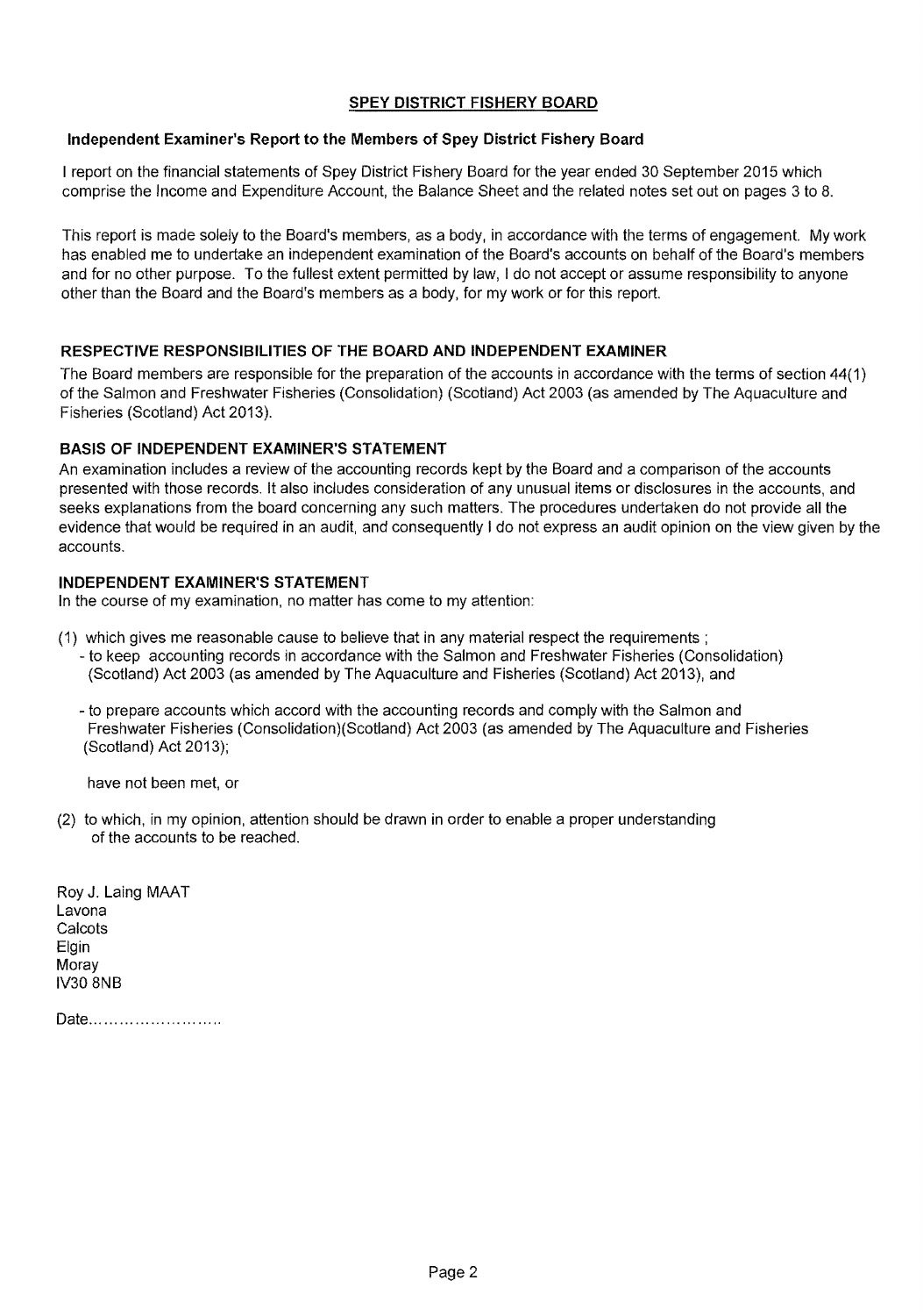## SPEY DISTRICT FISHERY BOARD

### Independent Examiner's Report to the Members of Spey District Fishery Board

I report on the financial statements of Spey District Fishery Board for the year ended 30 September 2015 which comprise the Income and Expenditure Account, the Balance Sheet and the related notes set out on pages 3 to 8.

This report is made solely to the Board's members, as a body, in accordance with the terms of engagement. My work has enabled me to undertake an independent examination of the Board's accounts on behalf of the Board's members and for no other purpose. To the fullest extent permitted by law, I do not accept or assume responsibility to anyone other than the Board and the Board's members as a body, for my work or for this report.

### RESPECTIVE RESPONSIBILITIES OF THE BOARD AND INDEPENDENT EXAMINER

The Board members are responsible for the preparation of the accounts in accordance with the terms of section 44(1) of the Salmon and Freshwater Fisheries (Consolidation) (Scotland) Act 2003 (as amended by The Aquaculture and Fisheries (Scotland) Act 2013).

### BASIS OF INDEPENDENT EXAMINER'S STATEMENT

An examination includes a review of the accounting records kept by the Board and a comparison of the accounts presented with those records. It also includes consideration of any unusual items or disclosures in the accounts, and seeks explanations from the board concerning any such matters. The procedures undertaken do not provide all the evidence that would be required in an audit, and consequently I do not express an audit opinion on the view given by the accounts.

### INDEPENDENT EXAMINER'S STATEMENT

In the course of my examination, no matter has come to my attention:

(1) which gives me reasonable cause to believe that in any material respect the requirements ;

- to keep accounting records in accordance with the Salmon and Freshwater Fisheries (Consolidation) (Scotland) Act 2003 (as amended by The Aquaculture and Fisheries (Scotland) Act 2013), and

- to prepare accounts which accord with the accounting records and comply with the Salmon and Freshwater Fisheries (Consolidation)(Scotland) Act 2003 (as amended by The Aquaculture and Fisheries (Scotland) Act 2013);

have not been met, or

(2) to which, in my opinion, attention should be drawn in order to enable a proper understanding of the accounts to be reached.

Roy J. Laing MAAT
Lavona
Calcots
Elgin
Moray
IV30 8NB

Date........................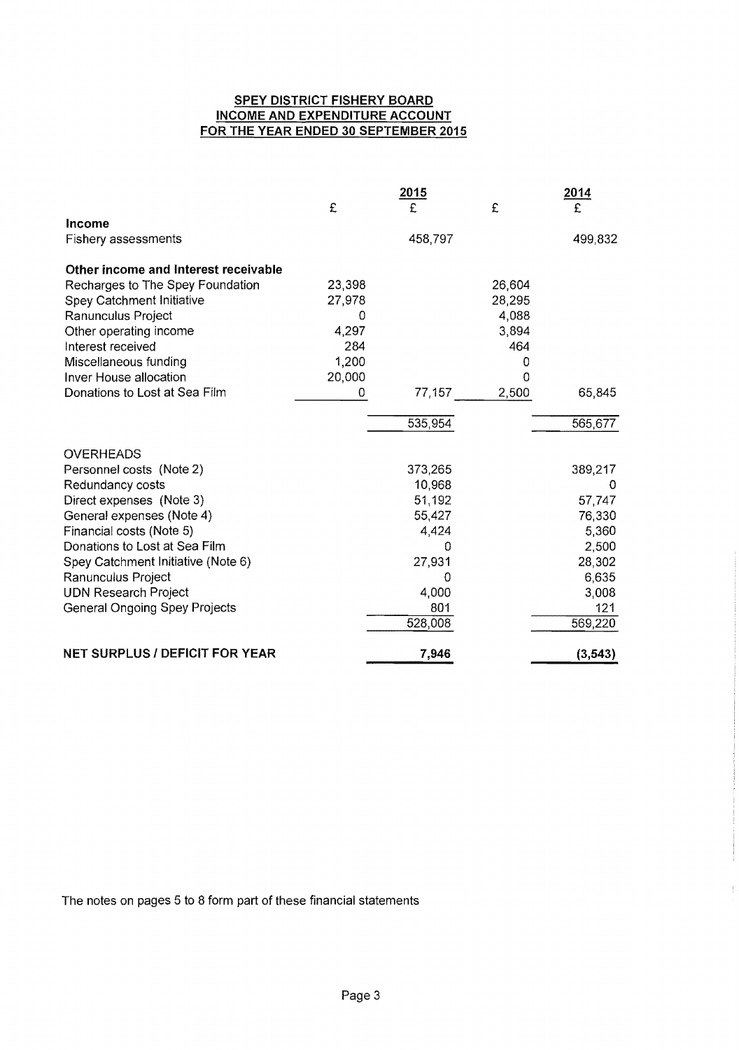## SPEY DISTRICT FISHERY BOARD
## INCOME AND EXPENDITURE ACCOUNT
## FOR THE YEAR ENDED 30 SEPTEMBER 2015

| | 2015 | 2015 | 2014 | 2014 |
|---|---|---|---|---|
| | £ | £ | £ | £ |
| **Income** | | | | |
| Fishery assessments | | 458,797 | | 499,832 |
| | | | | |
| **Other income and Interest receivable** | | | | |
| Recharges to The Spey Foundation | 23,398 | | 26,604 | |
| Spey Catchment Initiative | 27,978 | | 28,295 | |
| Ranunculus Project | 0 | | 4,088 | |
| Other operating income | 4,297 | | 3,894 | |
| Interest received | 284 | | 464 | |
| Miscellaneous funding | 1,200 | | 0 | |
| Inver House allocation | 20,000 | | 0 | |
| Donations to Lost at Sea Film | 0 | 77,157 | 2,500 | 65,845 |
| | | 535,954 | | 565,677 |
| | | | | |
| OVERHEADS | | | | |
| Personnel costs (Note 2) | | 373,265 | | 389,217 |
| Redundancy costs | | 10,968 | | 0 |
| Direct expenses (Note 3) | | 51,192 | | 57,747 |
| General expenses (Note 4) | | 55,427 | | 76,330 |
| Financial costs (Note 5) | | 4,424 | | 5,360 |
| Donations to Lost at Sea Film | | 0 | | 2,500 |
| Spey Catchment Initiative (Note 6) | | 27,931 | | 28,302 |
| Ranunculus Project | | 0 | | 6,635 |
| UDN Research Project | | 4,000 | | 3,008 |
| General Ongoing Spey Projects | | 801 | | 121 |
| | | 528,008 | | 569,220 |
| | | | | |
| **NET SURPLUS / DEFICIT FOR YEAR** | | **7,946** | | **(3,543)** |

The notes on pages 5 to 8 form part of these financial statements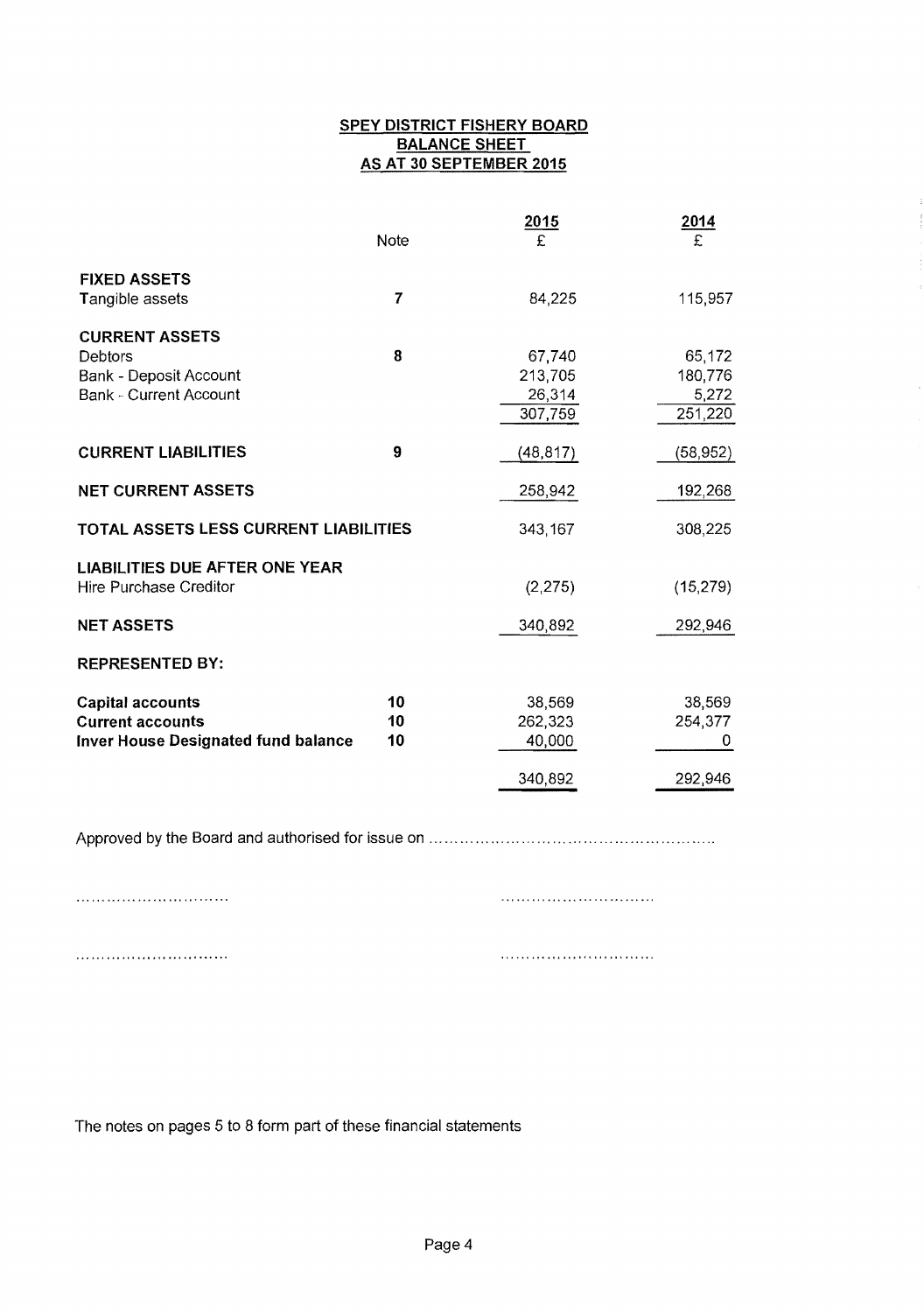# SPEY DISTRICT FISHERY BOARD
## BALANCE SHEET
## AS AT 30 SEPTEMBER 2015

| | Note | 2015 £ | 2014 £ |
|---|---|---|---|
| **FIXED ASSETS** | | | |
| Tangible assets | 7 | 84,225 | 115,957 |
| **CURRENT ASSETS** | | | |
| Debtors | 8 | 67,740 | 65,172 |
| Bank - Deposit Account | | 213,705 | 180,776 |
| Bank - Current Account | | 26,314 | 5,272 |
| | | 307,759 | 251,220 |
| **CURRENT LIABILITIES** | 9 | (48,817) | (58,952) |
| **NET CURRENT ASSETS** | | 258,942 | 192,268 |
| **TOTAL ASSETS LESS CURRENT LIABILITIES** | | 343,167 | 308,225 |
| **LIABILITIES DUE AFTER ONE YEAR** | | | |
| Hire Purchase Creditor | | (2,275) | (15,279) |
| **NET ASSETS** | | 340,892 | 292,946 |
| **REPRESENTED BY:** | | | |
| **Capital accounts** | 10 | 38,569 | 38,569 |
| **Current accounts** | 10 | 262,323 | 254,377 |
| **Inver House Designated fund balance** | 10 | 40,000 | 0 |
| | | 340,892 | 292,946 |

Approved by the Board and authorised for issue on ……………………………………………………

…………………………… ……………………………

…………………………… ……………………………

The notes on pages 5 to 8 form part of these financial statements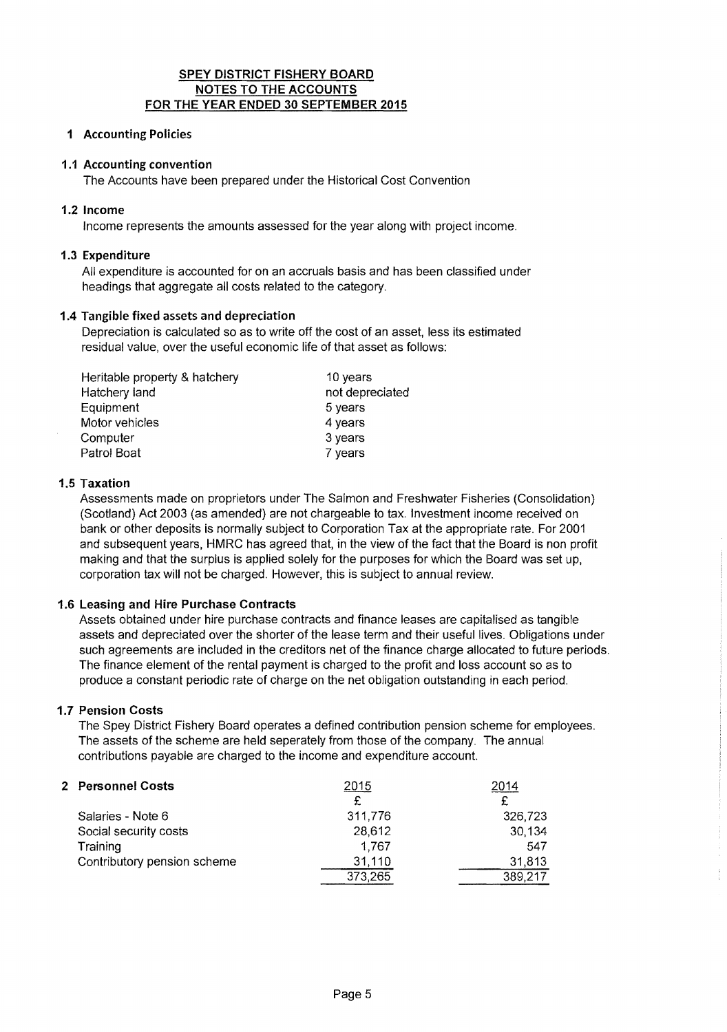**SPEY DISTRICT FISHERY BOARD**
**NOTES TO THE ACCOUNTS**
**FOR THE YEAR ENDED 30 SEPTEMBER 2015**

## 1 Accounting Policies

### 1.1 Accounting convention

The Accounts have been prepared under the Historical Cost Convention

### 1.2 Income

Income represents the amounts assessed for the year along with project income.

### 1.3 Expenditure

All expenditure is accounted for on an accruals basis and has been classified under headings that aggregate all costs related to the category.

### 1.4 Tangible fixed assets and depreciation

Depreciation is calculated so as to write off the cost of an asset, less its estimated residual value, over the useful economic life of that asset as follows:

| | |
|---|---|
| Heritable property & hatchery | 10 years |
| Hatchery land | not depreciated |
| Equipment | 5 years |
| Motor vehicles | 4 years |
| Computer | 3 years |
| Patrol Boat | 7 years |

### 1.5 Taxation

Assessments made on proprietors under The Salmon and Freshwater Fisheries (Consolidation) (Scotland) Act 2003 (as amended) are not chargeable to tax. Investment income received on bank or other deposits is normally subject to Corporation Tax at the appropriate rate. For 2001 and subsequent years, HMRC has agreed that, in the view of the fact that the Board is non profit making and that the surplus is applied solely for the purposes for which the Board was set up, corporation tax will not be charged. However, this is subject to annual review.

### 1.6 Leasing and Hire Purchase Contracts

Assets obtained under hire purchase contracts and finance leases are capitalised as tangible assets and depreciated over the shorter of the lease term and their useful lives. Obligations under such agreements are included in the creditors net of the finance charge allocated to future periods. The finance element of the rental payment is charged to the profit and loss account so as to produce a constant periodic rate of charge on the net obligation outstanding in each period.

### 1.7 Pension Costs

The Spey District Fishery Board operates a defined contribution pension scheme for employees. The assets of the scheme are held seperately from those of the company. The annual contributions payable are charged to the income and expenditure account.

## 2 Personnel Costs

| | 2015 | 2014 |
|---|---|---|
| | £ | £ |
| Salaries - Note 6 | 311,776 | 326,723 |
| Social security costs | 28,612 | 30,134 |
| Training | 1,767 | 547 |
| Contributory pension scheme | 31,110 | 31,813 |
| | 373,265 | 389,217 |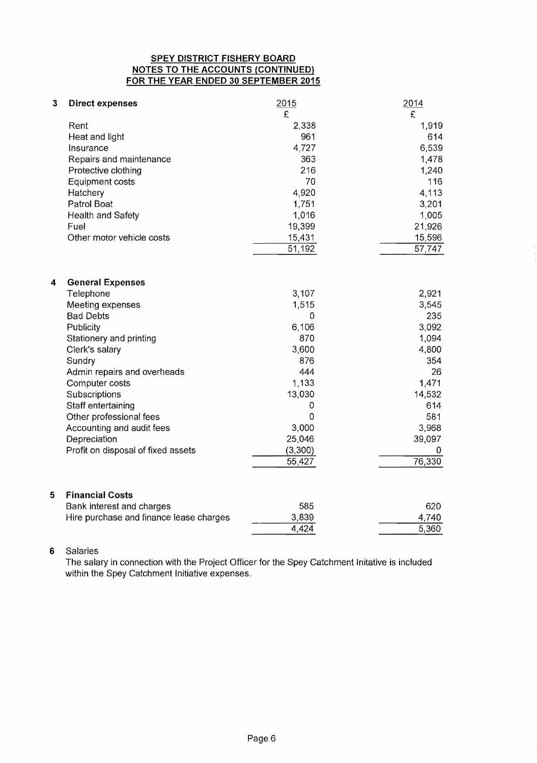**SPEY DISTRICT FISHERY BOARD**
**NOTES TO THE ACCOUNTS (CONTINUED)**
**FOR THE YEAR ENDED 30 SEPTEMBER 2015**

| 3 | Direct expenses | 2015 | 2014 |
|---|---|---|---|
| | | £ | £ |
| | Rent | 2,338 | 1,919 |
| | Heat and light | 961 | 614 |
| | Insurance | 4,727 | 6,539 |
| | Repairs and maintenance | 363 | 1,478 |
| | Protective clothing | 216 | 1,240 |
| | Equipment costs | 70 | 116 |
| | Hatchery | 4,920 | 4,113 |
| | Patrol Boat | 1,751 | 3,201 |
| | Health and Safety | 1,016 | 1,005 |
| | Fuel | 19,399 | 21,926 |
| | Other motor vehicle costs | 15,431 | 15,596 |
| | | 51,192 | 57,747 |

| 4 | General Expenses | 2015 | 2014 |
|---|---|---|---|
| | Telephone | 3,107 | 2,921 |
| | Meeting expenses | 1,515 | 3,545 |
| | Bad Debts | 0 | 235 |
| | Publicity | 6,106 | 3,092 |
| | Stationery and printing | 870 | 1,094 |
| | Clerk's salary | 3,600 | 4,800 |
| | Sundry | 876 | 354 |
| | Admin repairs and overheads | 444 | 26 |
| | Computer costs | 1,133 | 1,471 |
| | Subscriptions | 13,030 | 14,532 |
| | Staff entertaining | 0 | 614 |
| | Other professional fees | 0 | 581 |
| | Accounting and audit fees | 3,000 | 3,968 |
| | Depreciation | 25,046 | 39,097 |
| | Profit on disposal of fixed assets | (3,300) | 0 |
| | | 55,427 | 76,330 |

| 5 | Financial Costs | 2015 | 2014 |
|---|---|---|---|
| | Bank interest and charges | 585 | 620 |
| | Hire purchase and finance lease charges | 3,839 | 4,740 |
| | | 4,424 | 5,360 |

**6 Salaries**

The salary in connection with the Project Officer for the Spey Catchment Initative is included within the Spey Catchment Initiative expenses.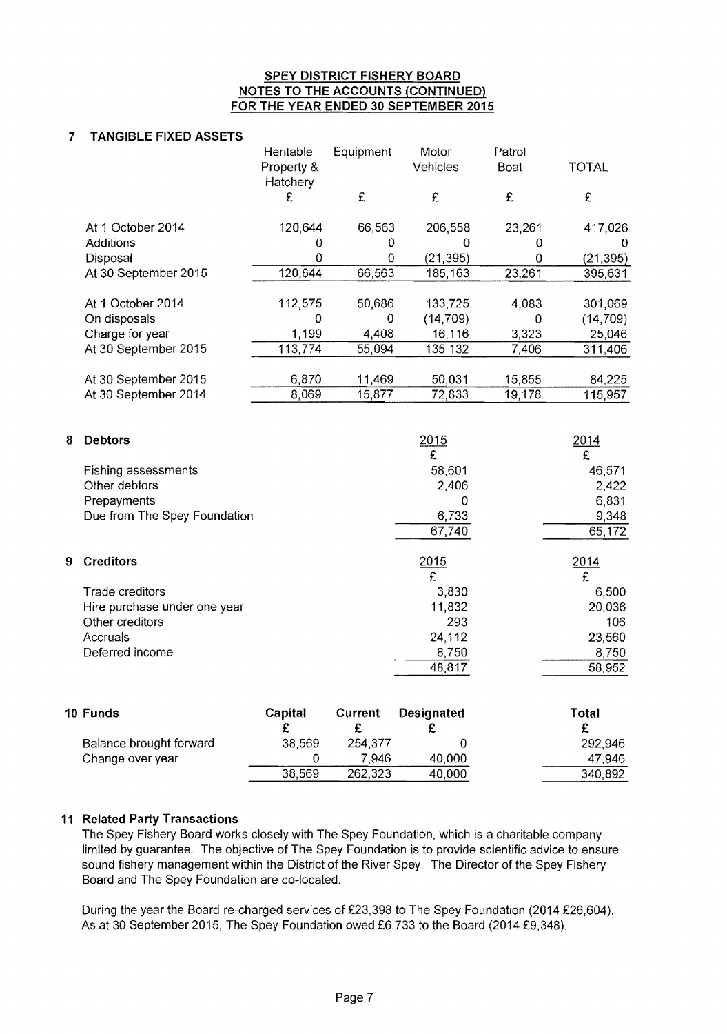**SPEY DISTRICT FISHERY BOARD**
**NOTES TO THE ACCOUNTS (CONTINUED)**
**FOR THE YEAR ENDED 30 SEPTEMBER 2015**

## 7 TANGIBLE FIXED ASSETS

| | Heritable Property & Hatchery | Equipment | Motor Vehicles | Patrol Boat | TOTAL |
|---|---|---|---|---|---|
| | £ | £ | £ | £ | £ |
| At 1 October 2014 | 120,644 | 66,563 | 206,558 | 23,261 | 417,026 |
| Additions | 0 | 0 | 0 | 0 | 0 |
| Disposal | 0 | 0 | (21,395) | 0 | (21,395) |
| At 30 September 2015 | 120,644 | 66,563 | 185,163 | 23,261 | 395,631 |
| | | | | | |
| At 1 October 2014 | 112,575 | 50,686 | 133,725 | 4,083 | 301,069 |
| On disposals | 0 | 0 | (14,709) | 0 | (14,709) |
| Charge for year | 1,199 | 4,408 | 16,116 | 3,323 | 25,046 |
| At 30 September 2015 | 113,774 | 55,094 | 135,132 | 7,406 | 311,406 |
| | | | | | |
| At 30 September 2015 | 6,870 | 11,469 | 50,031 | 15,855 | 84,225 |
| At 30 September 2014 | 8,069 | 15,877 | 72,833 | 19,178 | 115,957 |

## 8 Debtors

| | 2015 | 2014 |
|---|---|---|
| | £ | £ |
| Fishing assessments | 58,601 | 46,571 |
| Other debtors | 2,406 | 2,422 |
| Prepayments | 0 | 6,831 |
| Due from The Spey Foundation | 6,733 | 9,348 |
| | 67,740 | 65,172 |

## 9 Creditors

| | 2015 | 2014 |
|---|---|---|
| | £ | £ |
| Trade creditors | 3,830 | 6,500 |
| Hire purchase under one year | 11,832 | 20,036 |
| Other creditors | 293 | 106 |
| Accruals | 24,112 | 23,560 |
| Deferred income | 8,750 | 8,750 |
| | 48,817 | 58,952 |

## 10 Funds

| | Capital | Current | Designated | Total |
|---|---|---|---|---|
| | £ | £ | £ | £ |
| Balance brought forward | 38,569 | 254,377 | 0 | 292,946 |
| Change over year | 0 | 7,946 | 40,000 | 47,946 |
| | 38,569 | 262,323 | 40,000 | 340,892 |

## 11 Related Party Transactions

The Spey Fishery Board works closely with The Spey Foundation, which is a charitable company limited by guarantee. The objective of The Spey Foundation is to provide scientific advice to ensure sound fishery management within the District of the River Spey. The Director of the Spey Fishery Board and The Spey Foundation are co-located.

During the year the Board re-charged services of £23,398 to The Spey Foundation (2014 £26,604). As at 30 September 2015, The Spey Foundation owed £6,733 to the Board (2014 £9,348).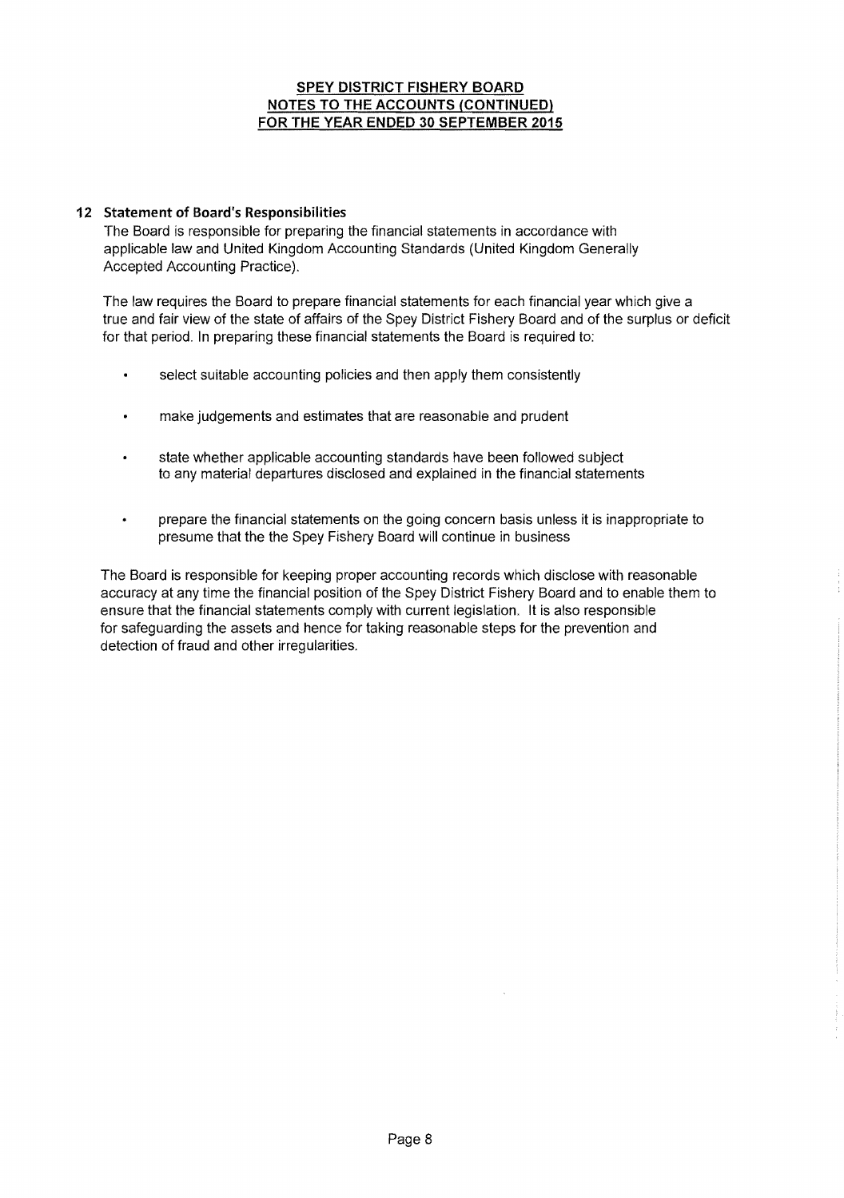**SPEY DISTRICT FISHERY BOARD**
**NOTES TO THE ACCOUNTS (CONTINUED)**
**FOR THE YEAR ENDED 30 SEPTEMBER 2015**

## 12 Statement of Board's Responsibilities

The Board is responsible for preparing the financial statements in accordance with applicable law and United Kingdom Accounting Standards (United Kingdom Generally Accepted Accounting Practice).

The law requires the Board to prepare financial statements for each financial year which give a true and fair view of the state of affairs of the Spey District Fishery Board and of the surplus or deficit for that period. In preparing these financial statements the Board is required to:

- select suitable accounting policies and then apply them consistently
- make judgements and estimates that are reasonable and prudent
- state whether applicable accounting standards have been followed subject to any material departures disclosed and explained in the financial statements
- prepare the financial statements on the going concern basis unless it is inappropriate to presume that the the Spey Fishery Board will continue in business

The Board is responsible for keeping proper accounting records which disclose with reasonable accuracy at any time the financial position of the Spey District Fishery Board and to enable them to ensure that the financial statements comply with current legislation. It is also responsible for safeguarding the assets and hence for taking reasonable steps for the prevention and detection of fraud and other irregularities.